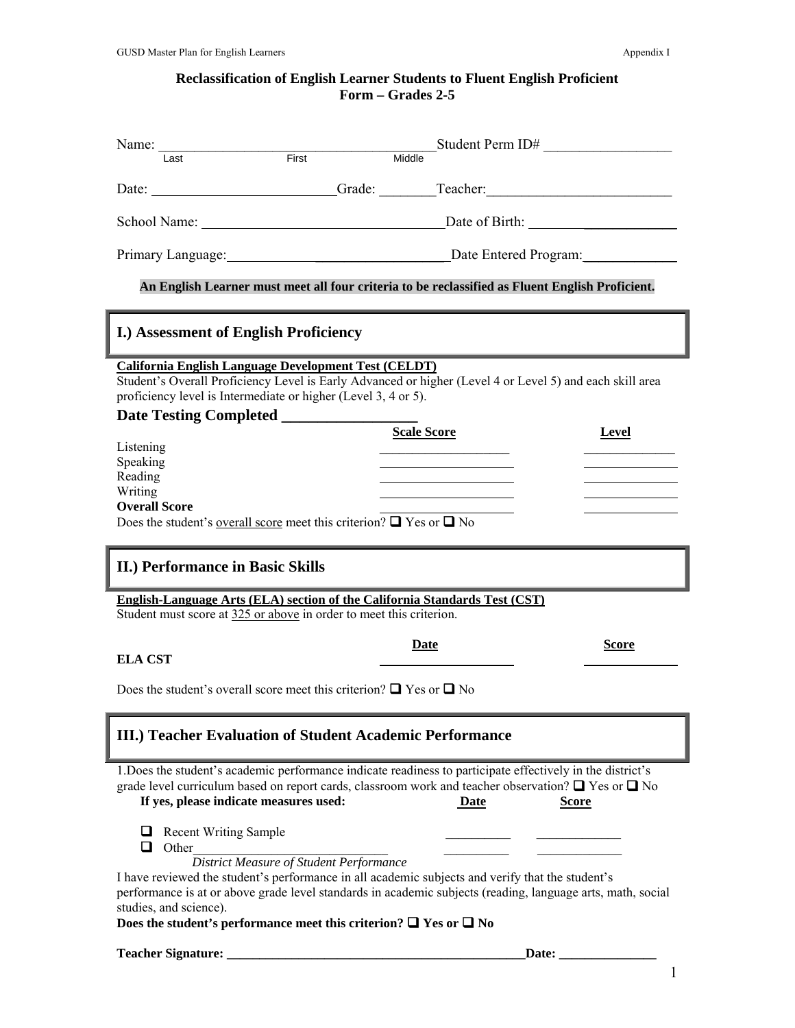# Reclassification of English Learner Students to Fluent English Proficient Form – Grades 2-5

Name: ______________________________________ Student Perm ID# _________________
Last First Middle

Date: __________________________ Grade: ________ Teacher: __________________________

School Name: __________________________________ Date of Birth: _____________

Primary Language: _______________________________ Date Entered Program: _____________

**An English Learner must meet all four criteria to be reclassified as Fluent English Proficient.**

## I.) Assessment of English Proficiency

**California English Language Development Test (CELDT)**
Student's Overall Proficiency Level is Early Advanced or higher (Level 4 or Level 5) and each skill area proficiency level is Intermediate or higher (Level 3, 4 or 5).

**Date Testing Completed _________________**

| | Scale Score | Level |
|---|---|---|
| Listening | | |
| Speaking | | |
| Reading | | |
| Writing | | |
| **Overall Score** | | |

Does the student's overall score meet this criterion? ❑ Yes or ❑ No

## II.) Performance in Basic Skills

**English-Language Arts (ELA) section of the California Standards Test (CST)**
Student must score at 325 or above in order to meet this criterion.

| | Date | Score |
|---|---|---|
| **ELA CST** | | |

Does the student's overall score meet this criterion? ❑ Yes or ❑ No

## III.) Teacher Evaluation of Student Academic Performance

1.Does the student's academic performance indicate readiness to participate effectively in the district's grade level curriculum based on report cards, classroom work and teacher observation? ❑ Yes or ❑ No

| **If yes, please indicate measures used:** | **Date** | **Score** |
|---|---|---|
| ❑ Recent Writing Sample | __________ | _____________ |
| ❑ Other______________________________ *District Measure of Student Performance* | __________ | _____________ |

I have reviewed the student's performance in all academic subjects and verify that the student's performance is at or above grade level standards in academic subjects (reading, language arts, math, social studies, and science).

**Does the student's performance meet this criterion? ❑ Yes or ❑ No**

**Teacher Signature: _______________________________________________ Date: _______________**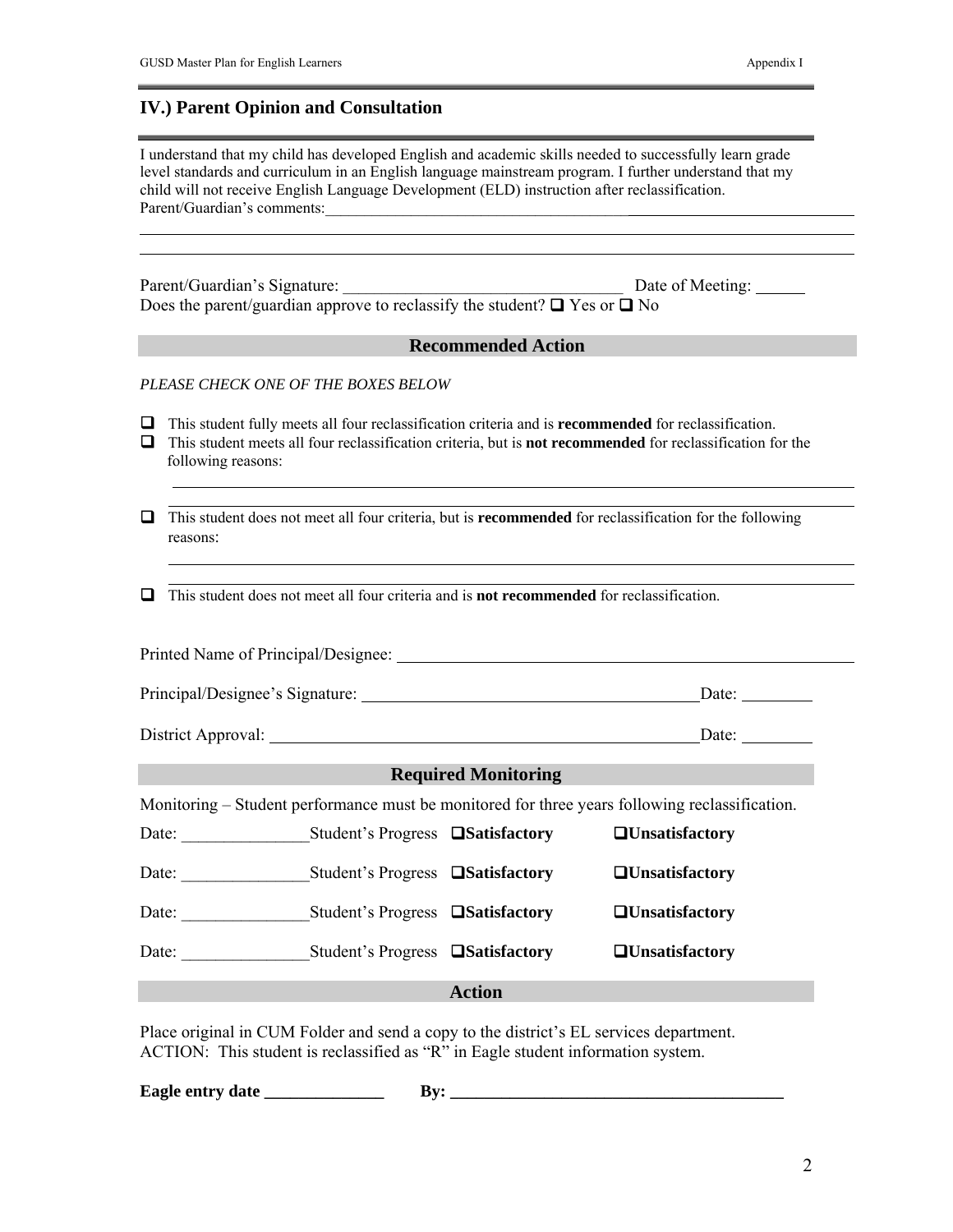## IV.) Parent Opinion and Consultation

I understand that my child has developed English and academic skills needed to successfully learn grade level standards and curriculum in an English language mainstream program. I further understand that my child will not receive English Language Development (ELD) instruction after reclassification.

Parent/Guardian's comments:_______________________________________________________________

_______________________________________________________________________________

_______________________________________________________________________________

Parent/Guardian's Signature: _________________________________ Date of Meeting: ______

Does the parent/guardian approve to reclassify the student? ❑ Yes or ❑ No

### Recommended Action

*PLEASE CHECK ONE OF THE BOXES BELOW*

- ❑ This student fully meets all four reclassification criteria and is **recommended** for reclassification.
- ❑ This student meets all four reclassification criteria, but is **not recommended** for reclassification for the following reasons:

  _______________________________________________________________________________

  _______________________________________________________________________________

- ❑ This student does not meet all four criteria, but is **recommended** for reclassification for the following reasons:

  _______________________________________________________________________________

  _______________________________________________________________________________

- ❑ This student does not meet all four criteria and is **not recommended** for reclassification.

Printed Name of Principal/Designee: ________________________________________________

Principal/Designee's Signature: ______________________________________ Date: ________

District Approval: ______________________________________________ Date: ________

### Required Monitoring

Monitoring – Student performance must be monitored for three years following reclassification.

Date: _______________ Student's Progress **❑Satisfactory** **❑Unsatisfactory**

Date: _______________ Student's Progress **❑Satisfactory** **❑Unsatisfactory**

Date: _______________ Student's Progress **❑Satisfactory** **❑Unsatisfactory**

Date: _______________ Student's Progress **❑Satisfactory** **❑Unsatisfactory**

### Action

Place original in CUM Folder and send a copy to the district's EL services department.
ACTION: This student is reclassified as "R" in Eagle student information system.

**Eagle entry date ______________ By: ________________________________________**